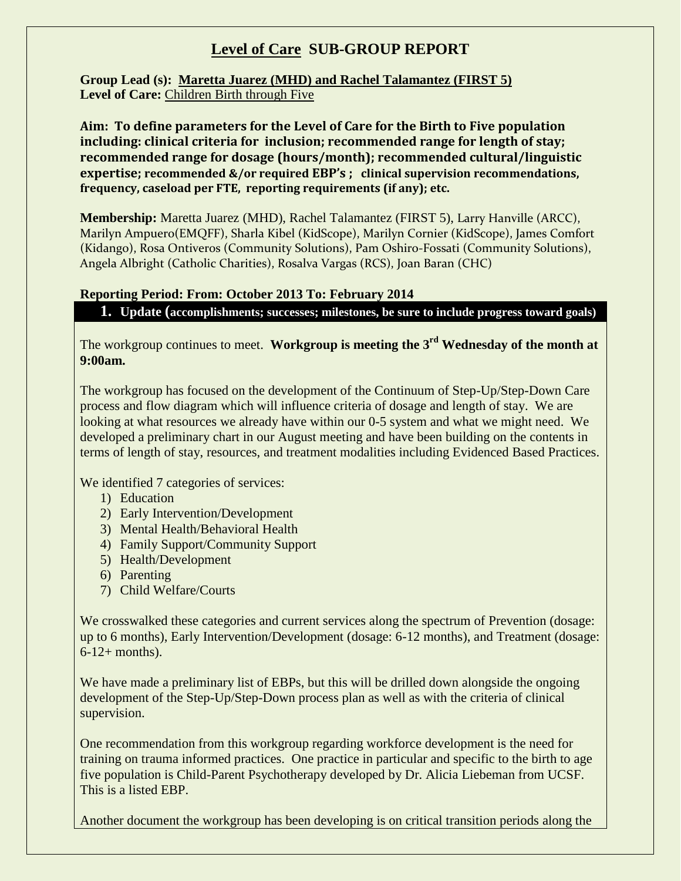# Level of Care SUB-GROUP REPORT

**Group Lead (s): Maretta Juarez (MHD) and Rachel Talamantez (FIRST 5)**
**Level of Care:** Children Birth through Five

**Aim: To define parameters for the Level of Care for the Birth to Five population including: clinical criteria for inclusion; recommended range for length of stay; recommended range for dosage (hours/month); recommended cultural/linguistic expertise; recommended &/or required EBP's ; clinical supervision recommendations, frequency, caseload per FTE, reporting requirements (if any); etc.**

**Membership:** Maretta Juarez (MHD), Rachel Talamantez (FIRST 5), Larry Hanville (ARCC), Marilyn Ampuero(EMQFF), Sharla Kibel (KidScope), Marilyn Cornier (KidScope), James Comfort (Kidango), Rosa Ontiveros (Community Solutions), Pam Oshiro-Fossati (Community Solutions), Angela Albright (Catholic Charities), Rosalva Vargas (RCS), Joan Baran (CHC)

**Reporting Period: From: October 2013 To: February 2014**

## 1. Update (accomplishments; successes; milestones, be sure to include progress toward goals)

The workgroup continues to meet. **Workgroup is meeting the 3rd Wednesday of the month at 9:00am.**

The workgroup has focused on the development of the Continuum of Step-Up/Step-Down Care process and flow diagram which will influence criteria of dosage and length of stay. We are looking at what resources we already have within our 0-5 system and what we might need. We developed a preliminary chart in our August meeting and have been building on the contents in terms of length of stay, resources, and treatment modalities including Evidenced Based Practices.

We identified 7 categories of services:

1) Education
2) Early Intervention/Development
3) Mental Health/Behavioral Health
4) Family Support/Community Support
5) Health/Development
6) Parenting
7) Child Welfare/Courts

We crosswalked these categories and current services along the spectrum of Prevention (dosage: up to 6 months), Early Intervention/Development (dosage: 6-12 months), and Treatment (dosage: 6-12+ months).

We have made a preliminary list of EBPs, but this will be drilled down alongside the ongoing development of the Step-Up/Step-Down process plan as well as with the criteria of clinical supervision.

One recommendation from this workgroup regarding workforce development is the need for training on trauma informed practices. One practice in particular and specific to the birth to age five population is Child-Parent Psychotherapy developed by Dr. Alicia Liebeman from UCSF. This is a listed EBP.

Another document the workgroup has been developing is on critical transition periods along the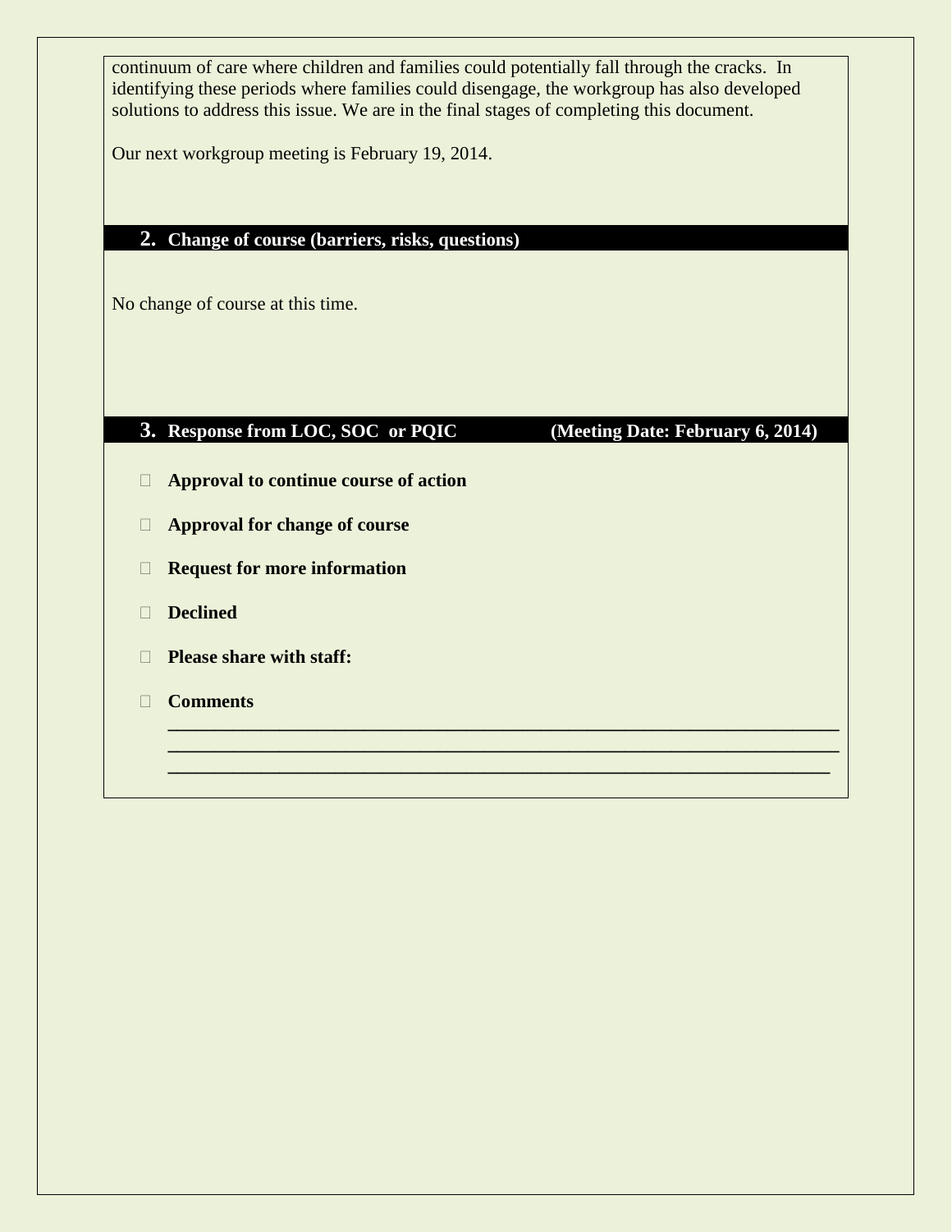continuum of care where children and families could potentially fall through the cracks. In identifying these periods where families could disengage, the workgroup has also developed solutions to address this issue. We are in the final stages of completing this document.

Our next workgroup meeting is February 19, 2014.

## 2. Change of course (barriers, risks, questions)

No change of course at this time.

## 3. Response from LOC, SOC or PQIC (Meeting Date: February 6, 2014)

- ☐ **Approval to continue course of action**
- ☐ **Approval for change of course**
- ☐ **Request for more information**
- ☐ **Declined**
- ☐ **Please share with staff:**
- ☐ **Comments**

________________________________________________________________________
________________________________________________________________________
________________________________________________________________________